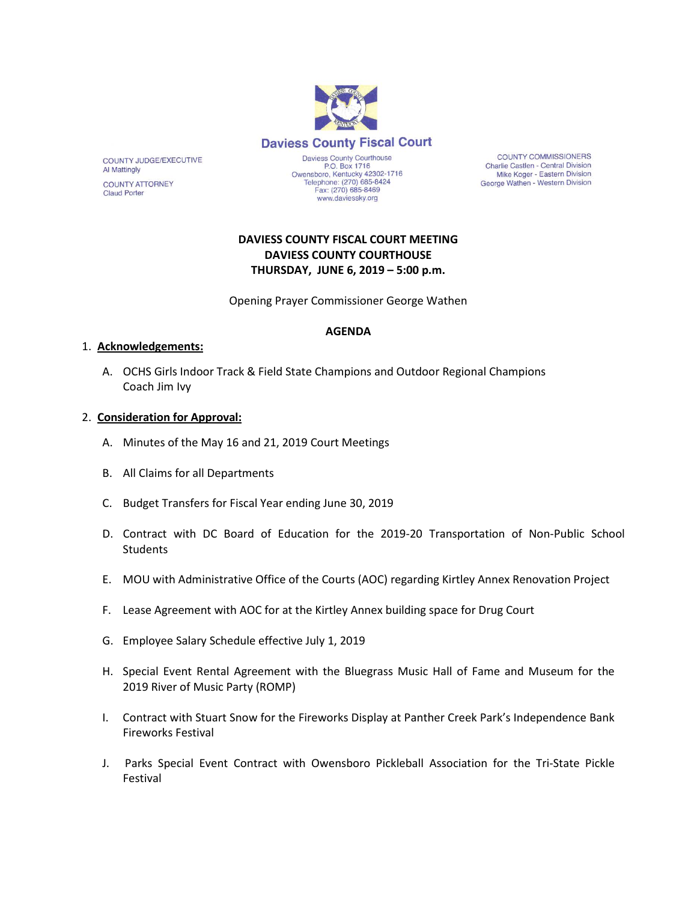**Daviess County Fiscal Court**

COUNTY JUDGE/EXECUTIVE
Al Mattingly

COUNTY ATTORNEY
Claud Porter

Daviess County Courthouse
P.O. Box 1716
Owensboro, Kentucky 42302-1716
Telephone: (270) 685-8424
Fax: (270) 685-8469
www.daviessky.org

COUNTY COMMISSIONERS
Charlie Castlen - Central Division
Mike Koger - Eastern Division
George Wathen - Western Division

**DAVIESS COUNTY FISCAL COURT MEETING**
**DAVIESS COUNTY COURTHOUSE**
**THURSDAY, JUNE 6, 2019 – 5:00 p.m.**

Opening Prayer Commissioner George Wathen

**AGENDA**

1. **Acknowledgements:**

   A. OCHS Girls Indoor Track & Field State Champions and Outdoor Regional Champions
      Coach Jim Ivy

2. **Consideration for Approval:**

   A. Minutes of the May 16 and 21, 2019 Court Meetings

   B. All Claims for all Departments

   C. Budget Transfers for Fiscal Year ending June 30, 2019

   D. Contract with DC Board of Education for the 2019-20 Transportation of Non-Public School Students

   E. MOU with Administrative Office of the Courts (AOC) regarding Kirtley Annex Renovation Project

   F. Lease Agreement with AOC for at the Kirtley Annex building space for Drug Court

   G. Employee Salary Schedule effective July 1, 2019

   H. Special Event Rental Agreement with the Bluegrass Music Hall of Fame and Museum for the 2019 River of Music Party (ROMP)

   I. Contract with Stuart Snow for the Fireworks Display at Panther Creek Park's Independence Bank Fireworks Festival

   J. Parks Special Event Contract with Owensboro Pickleball Association for the Tri-State Pickle Festival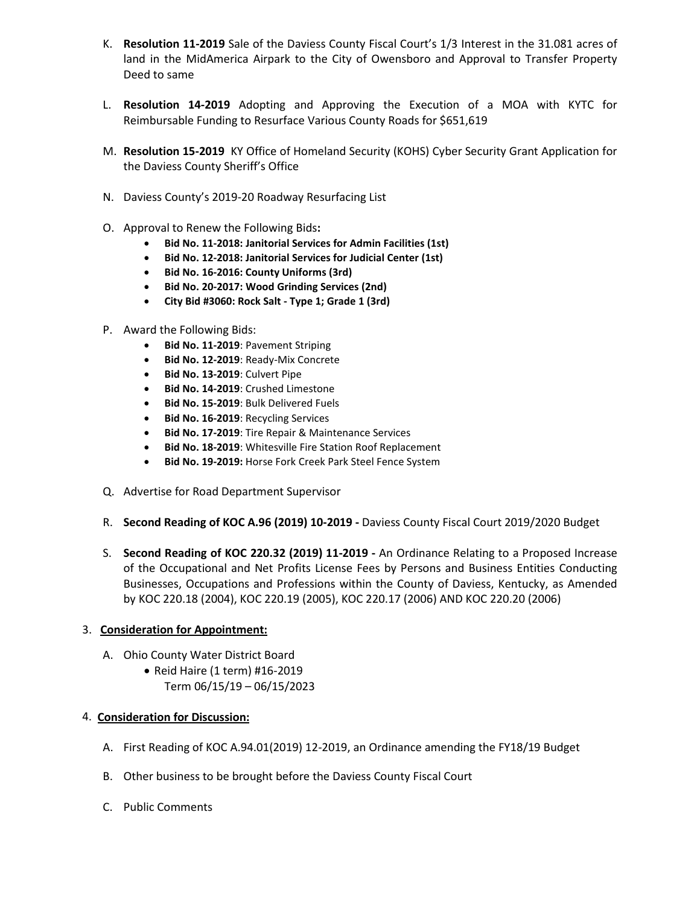K. **Resolution 11-2019** Sale of the Daviess County Fiscal Court's 1/3 Interest in the 31.081 acres of land in the MidAmerica Airpark to the City of Owensboro and Approval to Transfer Property Deed to same

L. **Resolution 14-2019** Adopting and Approving the Execution of a MOA with KYTC for Reimbursable Funding to Resurface Various County Roads for $651,619

M. **Resolution 15-2019** KY Office of Homeland Security (KOHS) Cyber Security Grant Application for the Daviess County Sheriff's Office

N. Daviess County's 2019-20 Roadway Resurfacing List

O. Approval to Renew the Following Bids**:**
   - **Bid No. 11-2018: Janitorial Services for Admin Facilities (1st)**
   - **Bid No. 12-2018: Janitorial Services for Judicial Center (1st)**
   - **Bid No. 16-2016: County Uniforms (3rd)**
   - **Bid No. 20-2017: Wood Grinding Services (2nd)**
   - **City Bid #3060: Rock Salt - Type 1; Grade 1 (3rd)**

P. Award the Following Bids:
   - **Bid No. 11-2019**: Pavement Striping
   - **Bid No. 12-2019**: Ready-Mix Concrete
   - **Bid No. 13-2019**: Culvert Pipe
   - **Bid No. 14-2019**: Crushed Limestone
   - **Bid No. 15-2019**: Bulk Delivered Fuels
   - **Bid No. 16-2019**: Recycling Services
   - **Bid No. 17-2019**: Tire Repair & Maintenance Services
   - **Bid No. 18-2019**: Whitesville Fire Station Roof Replacement
   - **Bid No. 19-2019:** Horse Fork Creek Park Steel Fence System

Q. Advertise for Road Department Supervisor

R. **Second Reading of KOC A.96 (2019) 10-2019 -** Daviess County Fiscal Court 2019/2020 Budget

S. **Second Reading of KOC 220.32 (2019) 11-2019 -** An Ordinance Relating to a Proposed Increase of the Occupational and Net Profits License Fees by Persons and Business Entities Conducting Businesses, Occupations and Professions within the County of Daviess, Kentucky, as Amended by KOC 220.18 (2004), KOC 220.19 (2005), KOC 220.17 (2006) AND KOC 220.20 (2006)

3. **Consideration for Appointment:**

   A. Ohio County Water District Board
      - Reid Haire (1 term) #16-2019
        Term 06/15/19 – 06/15/2023

4. **Consideration for Discussion:**

   A. First Reading of KOC A.94.01(2019) 12-2019, an Ordinance amending the FY18/19 Budget

   B. Other business to be brought before the Daviess County Fiscal Court

   C. Public Comments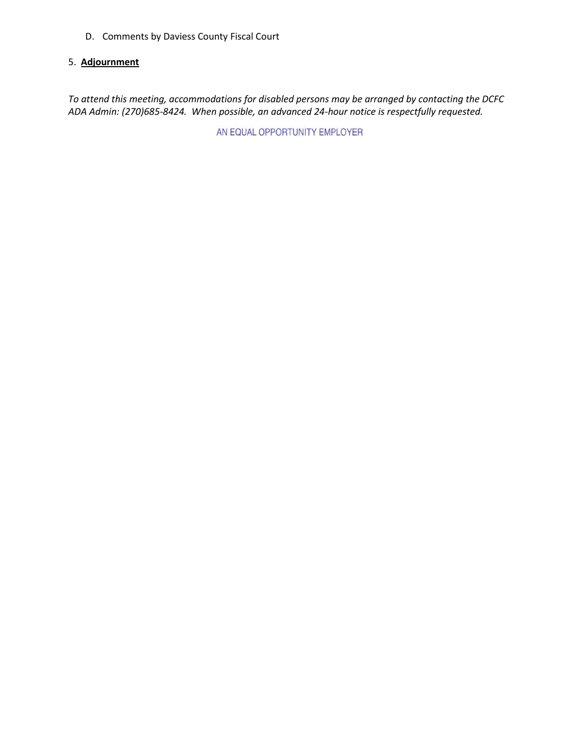D. Comments by Daviess County Fiscal Court

5. **Adjournment**

*To attend this meeting, accommodations for disabled persons may be arranged by contacting the DCFC ADA Admin: (270)685-8424. When possible, an advanced 24-hour notice is respectfully requested.*

AN EQUAL OPPORTUNITY EMPLOYER